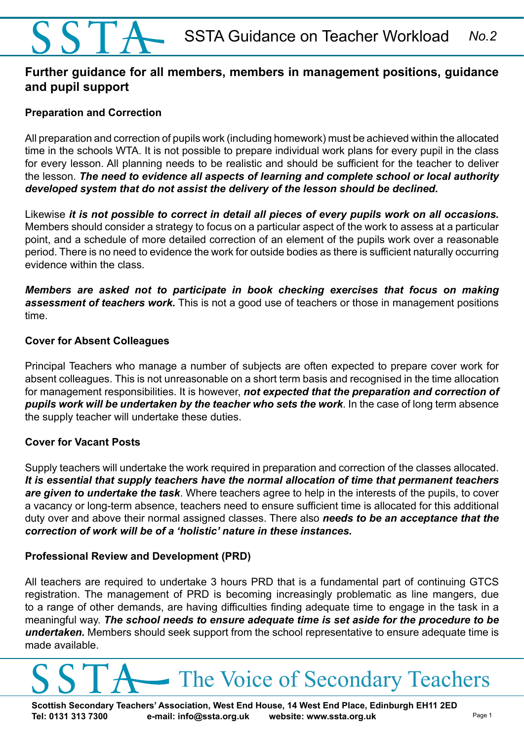# SSTA Guidance on Teacher Workload *No.2*

## Further guidance for all members, members in management positions, guidance and pupil support

### Preparation and Correction

All preparation and correction of pupils work (including homework) must be achieved within the allocated time in the schools WTA. It is not possible to prepare individual work plans for every pupil in the class for every lesson. All planning needs to be realistic and should be sufficient for the teacher to deliver the lesson. ***The need to evidence all aspects of learning and complete school or local authority developed system that do not assist the delivery of the lesson should be declined.***

Likewise ***it is not possible to correct in detail all pieces of every pupils work on all occasions.*** Members should consider a strategy to focus on a particular aspect of the work to assess at a particular point, and a schedule of more detailed correction of an element of the pupils work over a reasonable period. There is no need to evidence the work for outside bodies as there is sufficient naturally occurring evidence within the class.

***Members are asked not to participate in book checking exercises that focus on making assessment of teachers work.*** This is not a good use of teachers or those in management positions time.

### Cover for Absent Colleagues

Principal Teachers who manage a number of subjects are often expected to prepare cover work for absent colleagues. This is not unreasonable on a short term basis and recognised in the time allocation for management responsibilities. It is however, ***not expected that the preparation and correction of pupils work will be undertaken by the teacher who sets the work***. In the case of long term absence the supply teacher will undertake these duties.

### Cover for Vacant Posts

Supply teachers will undertake the work required in preparation and correction of the classes allocated. ***It is essential that supply teachers have the normal allocation of time that permanent teachers are given to undertake the task***. Where teachers agree to help in the interests of the pupils, to cover a vacancy or long-term absence, teachers need to ensure sufficient time is allocated for this additional duty over and above their normal assigned classes. There also ***needs to be an acceptance that the correction of work will be of a 'holistic' nature in these instances.***

### Professional Review and Development (PRD)

All teachers are required to undertake 3 hours PRD that is a fundamental part of continuing GTCS registration. The management of PRD is becoming increasingly problematic as line mangers, due to a range of other demands, are having difficulties finding adequate time to engage in the task in a meaningful way. ***The school needs to ensure adequate time is set aside for the procedure to be undertaken.*** Members should seek support from the school representative to ensure adequate time is made available.

SSTA — The Voice of Secondary Teachers

**Scottish Secondary Teachers' Association, West End House, 14 West End Place, Edinburgh EH11 2ED**
**Tel: 0131 313 7300 e-mail: info@ssta.org.uk website: www.ssta.org.uk**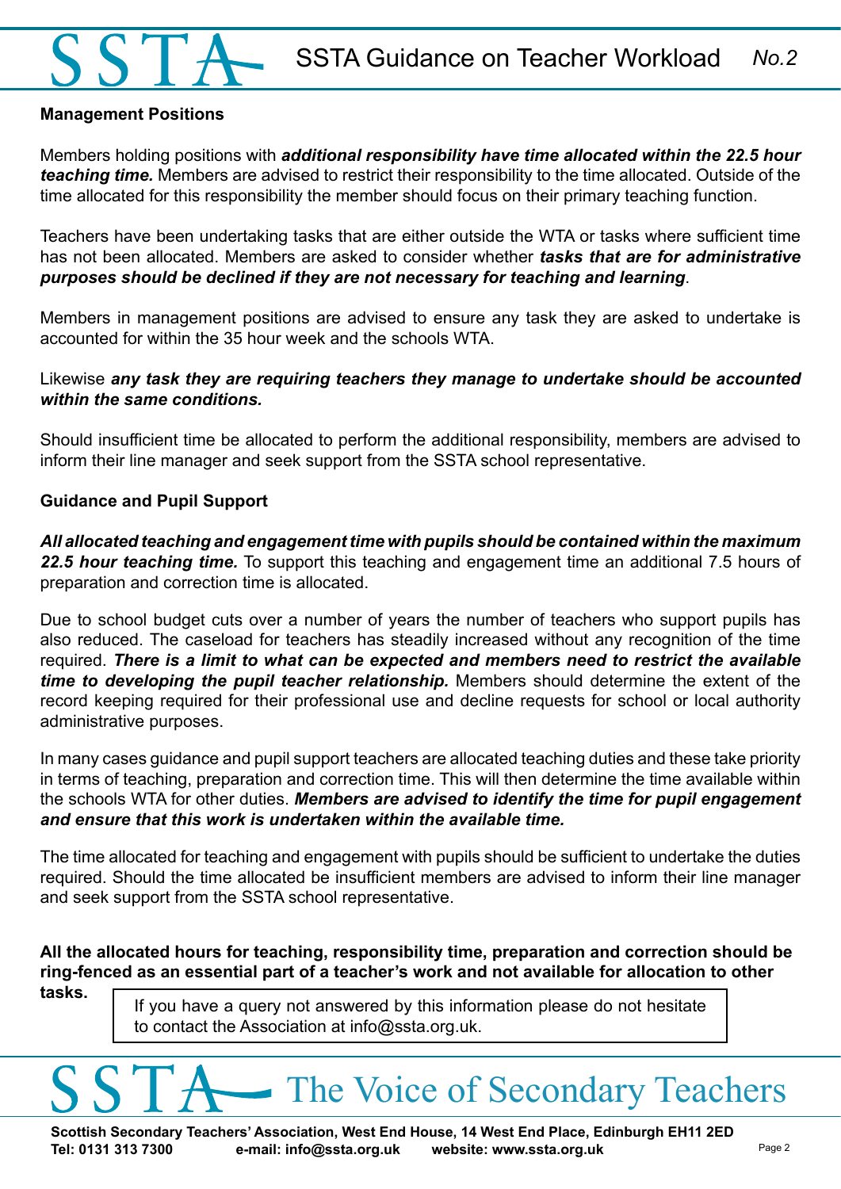## Management Positions

Members holding positions with ***additional responsibility have time allocated within the 22.5 hour teaching time.*** Members are advised to restrict their responsibility to the time allocated. Outside of the time allocated for this responsibility the member should focus on their primary teaching function.

Teachers have been undertaking tasks that are either outside the WTA or tasks where sufficient time has not been allocated. Members are asked to consider whether ***tasks that are for administrative purposes should be declined if they are not necessary for teaching and learning***.

Members in management positions are advised to ensure any task they are asked to undertake is accounted for within the 35 hour week and the schools WTA.

Likewise ***any task they are requiring teachers they manage to undertake should be accounted within the same conditions.***

Should insufficient time be allocated to perform the additional responsibility, members are advised to inform their line manager and seek support from the SSTA school representative.

## Guidance and Pupil Support

***All allocated teaching and engagement time with pupils should be contained within the maximum 22.5 hour teaching time.*** To support this teaching and engagement time an additional 7.5 hours of preparation and correction time is allocated.

Due to school budget cuts over a number of years the number of teachers who support pupils has also reduced. The caseload for teachers has steadily increased without any recognition of the time required. ***There is a limit to what can be expected and members need to restrict the available time to developing the pupil teacher relationship.*** Members should determine the extent of the record keeping required for their professional use and decline requests for school or local authority administrative purposes.

In many cases guidance and pupil support teachers are allocated teaching duties and these take priority in terms of teaching, preparation and correction time. This will then determine the time available within the schools WTA for other duties. ***Members are advised to identify the time for pupil engagement and ensure that this work is undertaken within the available time.***

The time allocated for teaching and engagement with pupils should be sufficient to undertake the duties required. Should the time allocated be insufficient members are advised to inform their line manager and seek support from the SSTA school representative.

**All the allocated hours for teaching, responsibility time, preparation and correction should be ring-fenced as an essential part of a teacher's work and not available for allocation to other tasks.**

If you have a query not answered by this information please do not hesitate to contact the Association at info@ssta.org.uk.

SSTA The Voice of Secondary Teachers

**Scottish Secondary Teachers' Association, West End House, 14 West End Place, Edinburgh EH11 2ED**
**Tel: 0131 313 7300 e-mail: info@ssta.org.uk website: www.ssta.org.uk**